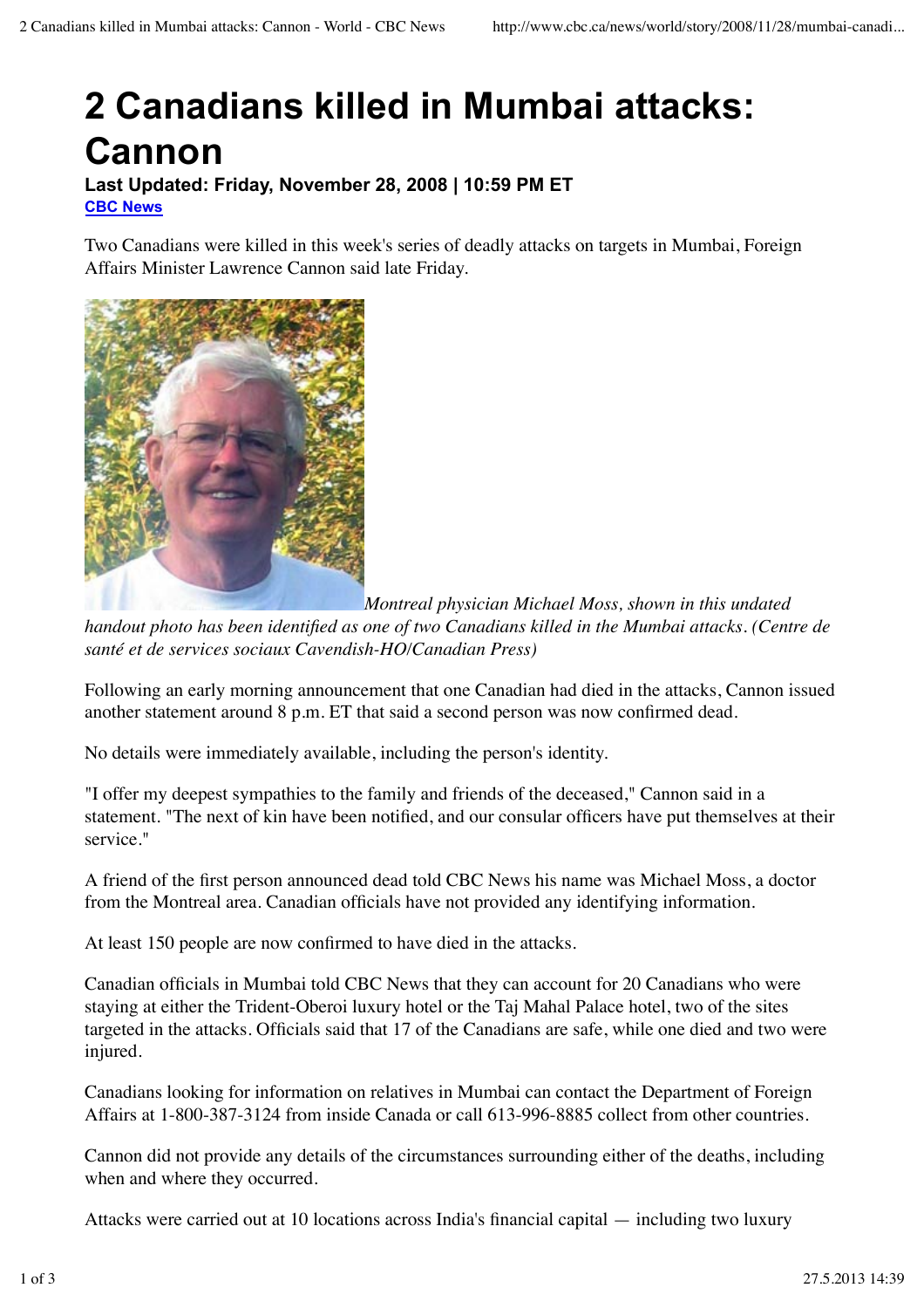# 2 Canadians killed in Mumbai attacks: Cannon

**Last Updated: Friday, November 28, 2008 | 10:59 PM ET**
**CBC News**

Two Canadians were killed in this week's series of deadly attacks on targets in Mumbai, Foreign Affairs Minister Lawrence Cannon said late Friday.

*Montreal physician Michael Moss, shown in this undated handout photo has been identified as one of two Canadians killed in the Mumbai attacks. (Centre de santé et de services sociaux Cavendish-HO/Canadian Press)*

Following an early morning announcement that one Canadian had died in the attacks, Cannon issued another statement around 8 p.m. ET that said a second person was now confirmed dead.

No details were immediately available, including the person's identity.

"I offer my deepest sympathies to the family and friends of the deceased," Cannon said in a statement. "The next of kin have been notified, and our consular officers have put themselves at their service."

A friend of the first person announced dead told CBC News his name was Michael Moss, a doctor from the Montreal area. Canadian officials have not provided any identifying information.

At least 150 people are now confirmed to have died in the attacks.

Canadian officials in Mumbai told CBC News that they can account for 20 Canadians who were staying at either the Trident-Oberoi luxury hotel or the Taj Mahal Palace hotel, two of the sites targeted in the attacks. Officials said that 17 of the Canadians are safe, while one died and two were injured.

Canadians looking for information on relatives in Mumbai can contact the Department of Foreign Affairs at 1-800-387-3124 from inside Canada or call 613-996-8885 collect from other countries.

Cannon did not provide any details of the circumstances surrounding either of the deaths, including when and where they occurred.

Attacks were carried out at 10 locations across India's financial capital — including two luxury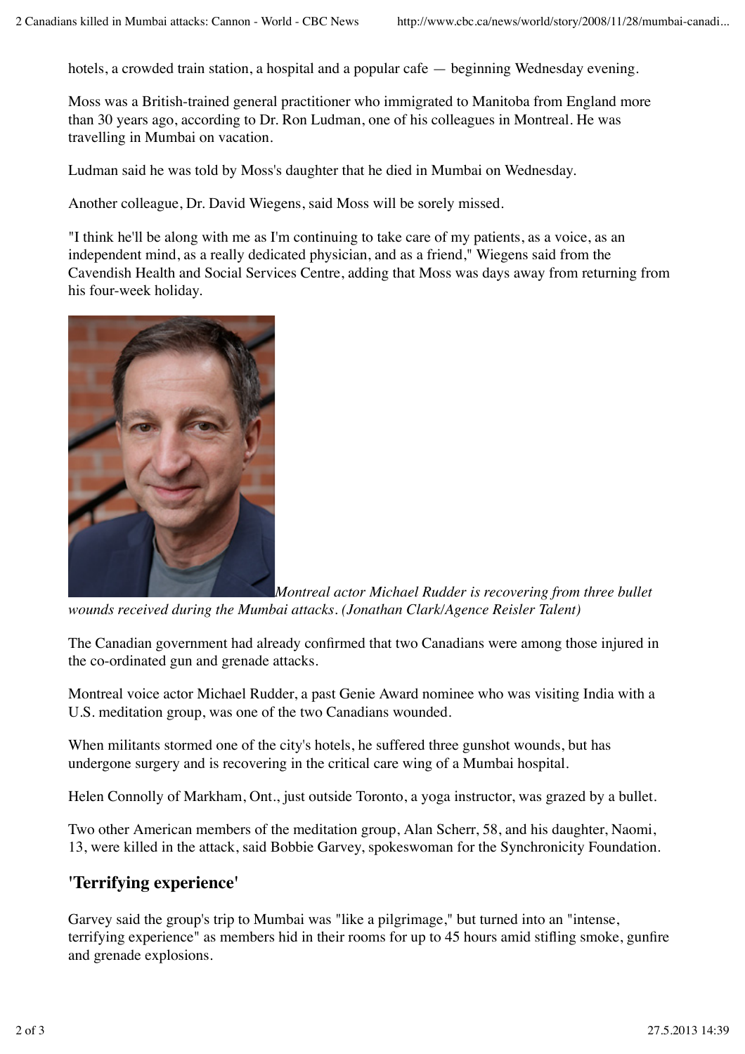hotels, a crowded train station, a hospital and a popular cafe — beginning Wednesday evening.

Moss was a British-trained general practitioner who immigrated to Manitoba from England more than 30 years ago, according to Dr. Ron Ludman, one of his colleagues in Montreal. He was travelling in Mumbai on vacation.

Ludman said he was told by Moss's daughter that he died in Mumbai on Wednesday.

Another colleague, Dr. David Wiegens, said Moss will be sorely missed.

"I think he'll be along with me as I'm continuing to take care of my patients, as a voice, as an independent mind, as a really dedicated physician, and as a friend," Wiegens said from the Cavendish Health and Social Services Centre, adding that Moss was days away from returning from his four-week holiday.

*Montreal actor Michael Rudder is recovering from three bullet wounds received during the Mumbai attacks. (Jonathan Clark/Agence Reisler Talent)*

The Canadian government had already confirmed that two Canadians were among those injured in the co-ordinated gun and grenade attacks.

Montreal voice actor Michael Rudder, a past Genie Award nominee who was visiting India with a U.S. meditation group, was one of the two Canadians wounded.

When militants stormed one of the city's hotels, he suffered three gunshot wounds, but has undergone surgery and is recovering in the critical care wing of a Mumbai hospital.

Helen Connolly of Markham, Ont., just outside Toronto, a yoga instructor, was grazed by a bullet.

Two other American members of the meditation group, Alan Scherr, 58, and his daughter, Naomi, 13, were killed in the attack, said Bobbie Garvey, spokeswoman for the Synchronicity Foundation.

## 'Terrifying experience'

Garvey said the group's trip to Mumbai was "like a pilgrimage," but turned into an "intense, terrifying experience" as members hid in their rooms for up to 45 hours amid stifling smoke, gunfire and grenade explosions.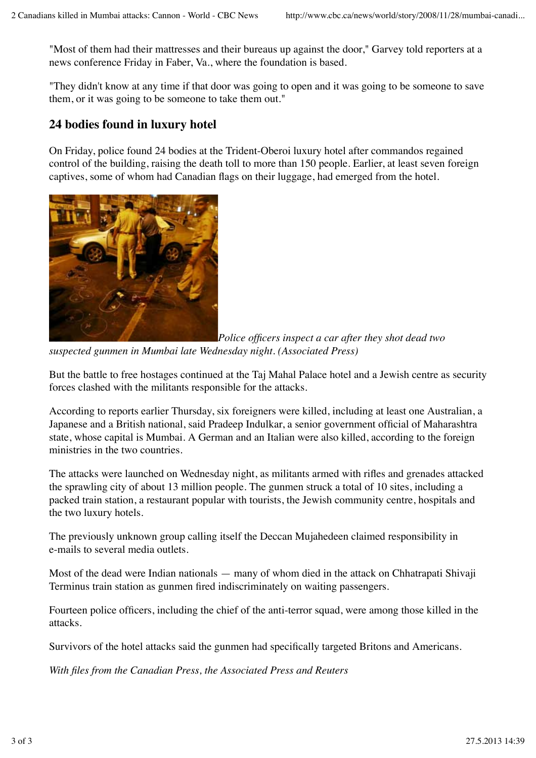"Most of them had their mattresses and their bureaus up against the door," Garvey told reporters at a news conference Friday in Faber, Va., where the foundation is based.

"They didn't know at any time if that door was going to open and it was going to be someone to save them, or it was going to be someone to take them out."

## 24 bodies found in luxury hotel

On Friday, police found 24 bodies at the Trident-Oberoi luxury hotel after commandos regained control of the building, raising the death toll to more than 150 people. Earlier, at least seven foreign captives, some of whom had Canadian flags on their luggage, had emerged from the hotel.

*Police officers inspect a car after they shot dead two suspected gunmen in Mumbai late Wednesday night. (Associated Press)*

But the battle to free hostages continued at the Taj Mahal Palace hotel and a Jewish centre as security forces clashed with the militants responsible for the attacks.

According to reports earlier Thursday, six foreigners were killed, including at least one Australian, a Japanese and a British national, said Pradeep Indulkar, a senior government official of Maharashtra state, whose capital is Mumbai. A German and an Italian were also killed, according to the foreign ministries in the two countries.

The attacks were launched on Wednesday night, as militants armed with rifles and grenades attacked the sprawling city of about 13 million people. The gunmen struck a total of 10 sites, including a packed train station, a restaurant popular with tourists, the Jewish community centre, hospitals and the two luxury hotels.

The previously unknown group calling itself the Deccan Mujahedeen claimed responsibility in e-mails to several media outlets.

Most of the dead were Indian nationals — many of whom died in the attack on Chhatrapati Shivaji Terminus train station as gunmen fired indiscriminately on waiting passengers.

Fourteen police officers, including the chief of the anti-terror squad, were among those killed in the attacks.

Survivors of the hotel attacks said the gunmen had specifically targeted Britons and Americans.

*With files from the Canadian Press, the Associated Press and Reuters*